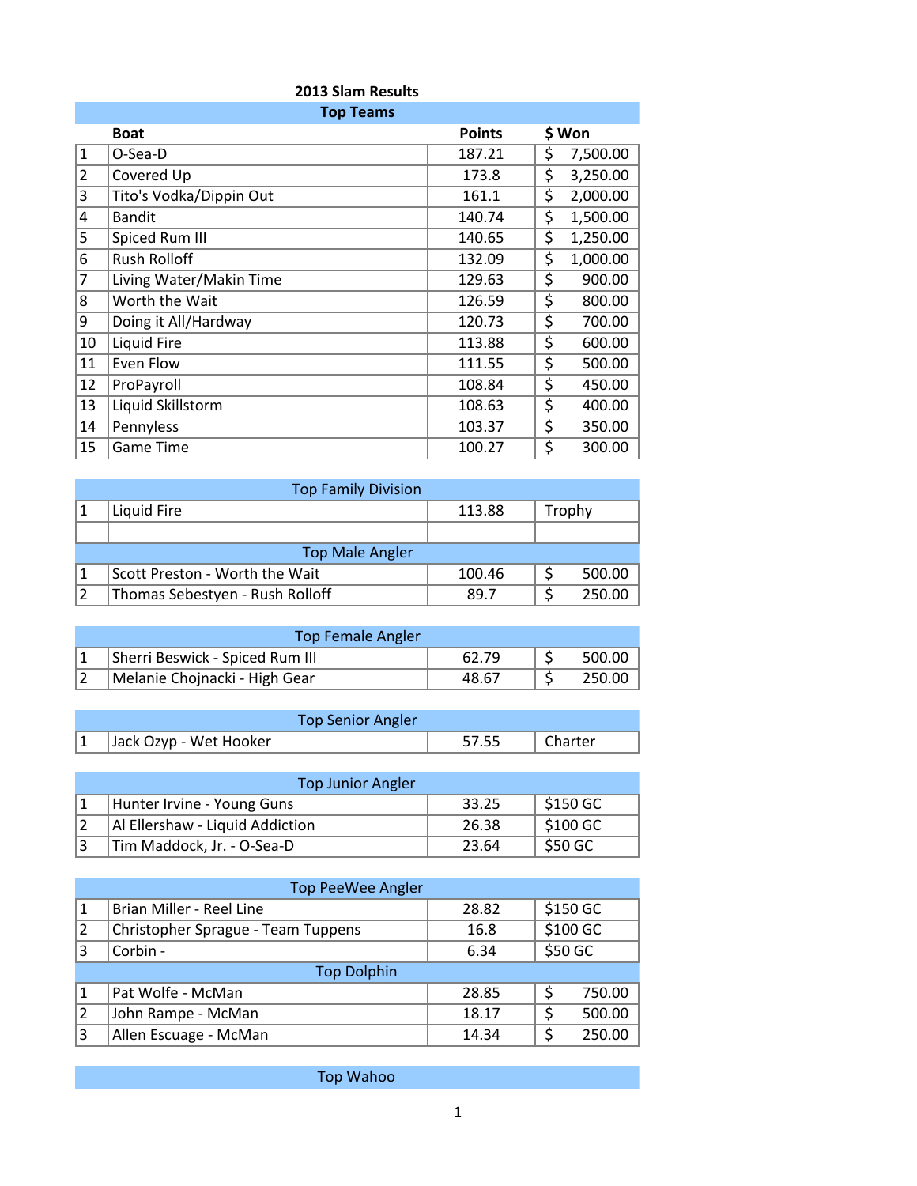## 2013 Slam Results

### Top Teams

| | Boat | Points | $ Won |
|---|---|---|---|
| 1 | O-Sea-D | 187.21 | $ 7,500.00 |
| 2 | Covered Up | 173.8 | $ 3,250.00 |
| 3 | Tito's Vodka/Dippin Out | 161.1 | $ 2,000.00 |
| 4 | Bandit | 140.74 | $ 1,500.00 |
| 5 | Spiced Rum III | 140.65 | $ 1,250.00 |
| 6 | Rush Rolloff | 132.09 | $ 1,000.00 |
| 7 | Living Water/Makin Time | 129.63 | $ 900.00 |
| 8 | Worth the Wait | 126.59 | $ 800.00 |
| 9 | Doing it All/Hardway | 120.73 | $ 700.00 |
| 10 | Liquid Fire | 113.88 | $ 600.00 |
| 11 | Even Flow | 111.55 | $ 500.00 |
| 12 | ProPayroll | 108.84 | $ 450.00 |
| 13 | Liquid Skillstorm | 108.63 | $ 400.00 |
| 14 | Pennyless | 103.37 | $ 350.00 |
| 15 | Game Time | 100.27 | $ 300.00 |

### Top Family Division

| | | | |
|---|---|---|---|
| 1 | Liquid Fire | 113.88 | Trophy |

### Top Male Angler

| | | | |
|---|---|---|---|
| 1 | Scott Preston - Worth the Wait | 100.46 | $ 500.00 |
| 2 | Thomas Sebestyen - Rush Rolloff | 89.7 | $ 250.00 |

### Top Female Angler

| | | | |
|---|---|---|---|
| 1 | Sherri Beswick - Spiced Rum III | 62.79 | $ 500.00 |
| 2 | Melanie Chojnacki - High Gear | 48.67 | $ 250.00 |

### Top Senior Angler

| | | | |
|---|---|---|---|
| 1 | Jack Ozyp - Wet Hooker | 57.55 | Charter |

### Top Junior Angler

| | | | |
|---|---|---|---|
| 1 | Hunter Irvine - Young Guns | 33.25 | $150 GC |
| 2 | Al Ellershaw - Liquid Addiction | 26.38 | $100 GC |
| 3 | Tim Maddock, Jr. - O-Sea-D | 23.64 | $50 GC |

### Top PeeWee Angler

| | | | |
|---|---|---|---|
| 1 | Brian Miller - Reel Line | 28.82 | $150 GC |
| 2 | Christopher Sprague - Team Tuppens | 16.8 | $100 GC |
| 3 | Corbin - | 6.34 | $50 GC |

### Top Dolphin

| | | | |
|---|---|---|---|
| 1 | Pat Wolfe - McMan | 28.85 | $ 750.00 |
| 2 | John Rampe - McMan | 18.17 | $ 500.00 |
| 3 | Allen Escuage - McMan | 14.34 | $ 250.00 |

### Top Wahoo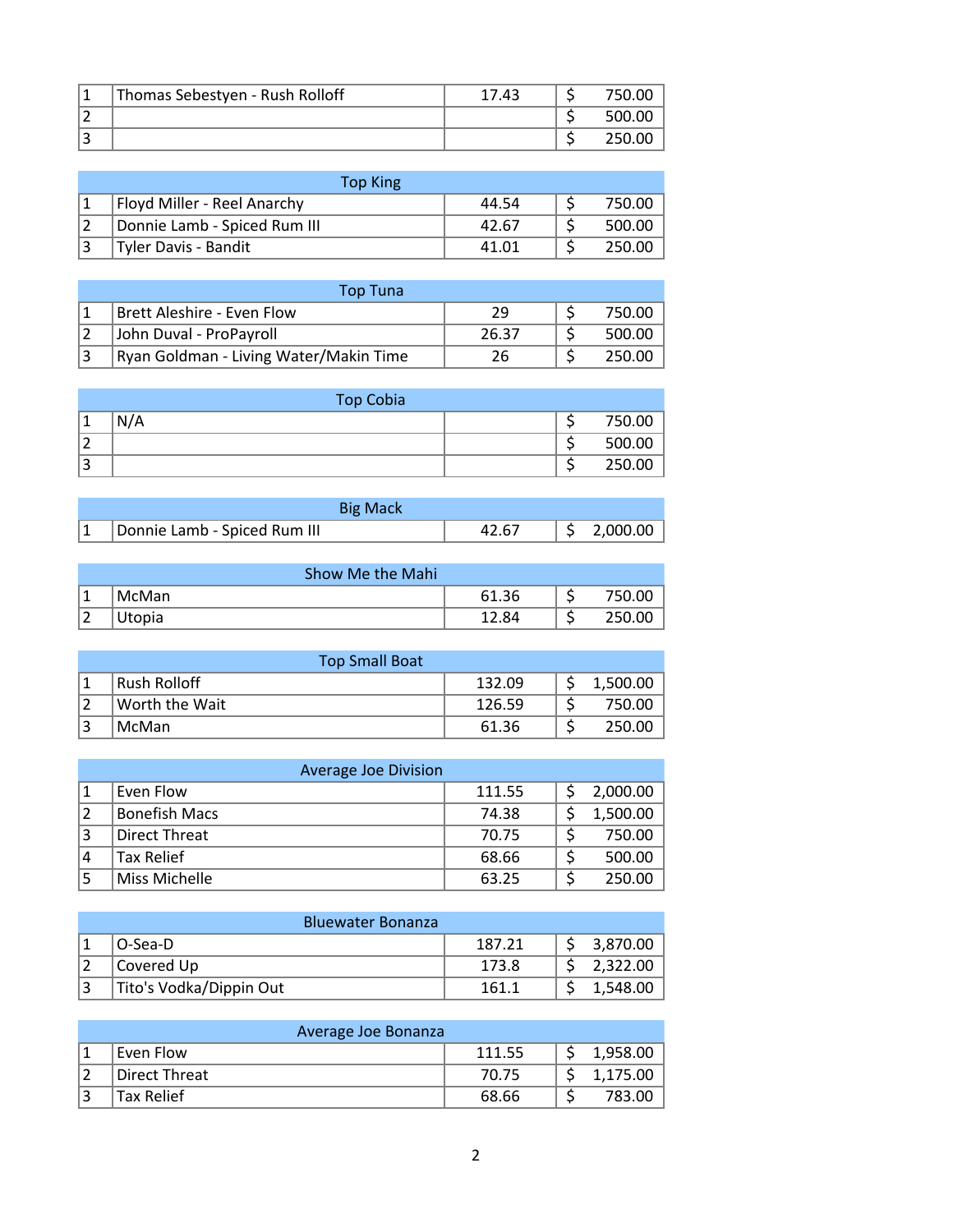| | | | |
|---|---|---|---|
| 1 | Thomas Sebestyen - Rush Rolloff | 17.43 | $ 750.00 |
| 2 | | | $ 500.00 |
| 3 | | | $ 250.00 |

| Top King | | | |
|---|---|---|---|
| 1 | Floyd Miller - Reel Anarchy | 44.54 | $ 750.00 |
| 2 | Donnie Lamb - Spiced Rum III | 42.67 | $ 500.00 |
| 3 | Tyler Davis - Bandit | 41.01 | $ 250.00 |

| Top Tuna | | | |
|---|---|---|---|
| 1 | Brett Aleshire - Even Flow | 29 | $ 750.00 |
| 2 | John Duval - ProPayroll | 26.37 | $ 500.00 |
| 3 | Ryan Goldman - Living Water/Makin Time | 26 | $ 250.00 |

| Top Cobia | | | |
|---|---|---|---|
| 1 | N/A | | $ 750.00 |
| 2 | | | $ 500.00 |
| 3 | | | $ 250.00 |

| Big Mack | | | |
|---|---|---|---|
| 1 | Donnie Lamb - Spiced Rum III | 42.67 | $ 2,000.00 |

| Show Me the Mahi | | | |
|---|---|---|---|
| 1 | McMan | 61.36 | $ 750.00 |
| 2 | Utopia | 12.84 | $ 250.00 |

| Top Small Boat | | | |
|---|---|---|---|
| 1 | Rush Rolloff | 132.09 | $ 1,500.00 |
| 2 | Worth the Wait | 126.59 | $ 750.00 |
| 3 | McMan | 61.36 | $ 250.00 |

| Average Joe Division | | | |
|---|---|---|---|
| 1 | Even Flow | 111.55 | $ 2,000.00 |
| 2 | Bonefish Macs | 74.38 | $ 1,500.00 |
| 3 | Direct Threat | 70.75 | $ 750.00 |
| 4 | Tax Relief | 68.66 | $ 500.00 |
| 5 | Miss Michelle | 63.25 | $ 250.00 |

| Bluewater Bonanza | | | |
|---|---|---|---|
| 1 | O-Sea-D | 187.21 | $ 3,870.00 |
| 2 | Covered Up | 173.8 | $ 2,322.00 |
| 3 | Tito's Vodka/Dippin Out | 161.1 | $ 1,548.00 |

| Average Joe Bonanza | | | |
|---|---|---|---|
| 1 | Even Flow | 111.55 | $ 1,958.00 |
| 2 | Direct Threat | 70.75 | $ 1,175.00 |
| 3 | Tax Relief | 68.66 | $ 783.00 |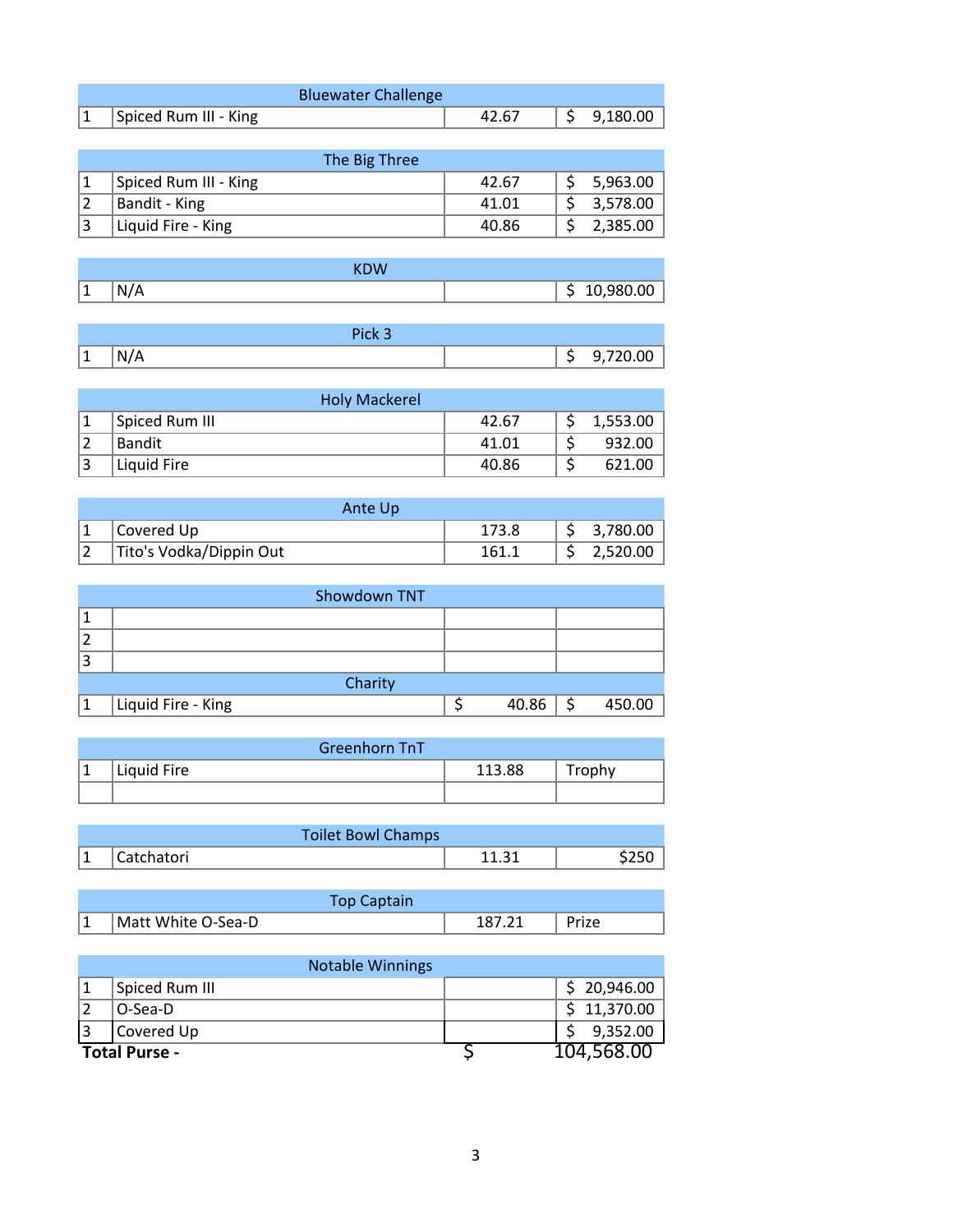| Bluewater Challenge | | | |
|---|---|---|---|
| 1 | Spiced Rum III - King | 42.67 | $ 9,180.00 |

| The Big Three | | | |
|---|---|---|---|
| 1 | Spiced Rum III - King | 42.67 | $ 5,963.00 |
| 2 | Bandit - King | 41.01 | $ 3,578.00 |
| 3 | Liquid Fire - King | 40.86 | $ 2,385.00 |

| KDW | | | |
|---|---|---|---|
| 1 | N/A | | $ 10,980.00 |

| Pick 3 | | | |
|---|---|---|---|
| 1 | N/A | | $ 9,720.00 |

| Holy Mackerel | | | |
|---|---|---|---|
| 1 | Spiced Rum III | 42.67 | $ 1,553.00 |
| 2 | Bandit | 41.01 | $ 932.00 |
| 3 | Liquid Fire | 40.86 | $ 621.00 |

| Ante Up | | | |
|---|---|---|---|
| 1 | Covered Up | 173.8 | $ 3,780.00 |
| 2 | Tito's Vodka/Dippin Out | 161.1 | $ 2,520.00 |

| Showdown TNT | | | |
|---|---|---|---|
| 1 | | | |
| 2 | | | |
| 3 | | | |
| Charity | | | |
| 1 | Liquid Fire - King | $ 40.86 | $ 450.00 |

| Greenhorn TnT | | | |
|---|---|---|---|
| 1 | Liquid Fire | 113.88 | Trophy |
| | | | |

| Toilet Bowl Champs | | | |
|---|---|---|---|
| 1 | Catchatori | 11.31 | $250 |

| Top Captain | | | |
|---|---|---|---|
| 1 | Matt White O-Sea-D | 187.21 | Prize |

| Notable Winnings | | | |
|---|---|---|---|
| 1 | Spiced Rum III | | $ 20,946.00 |
| 2 | O-Sea-D | | $ 11,370.00 |
| 3 | Covered Up | | $ 9,352.00 |
| **Total Purse -** | | $ | 104,568.00 |